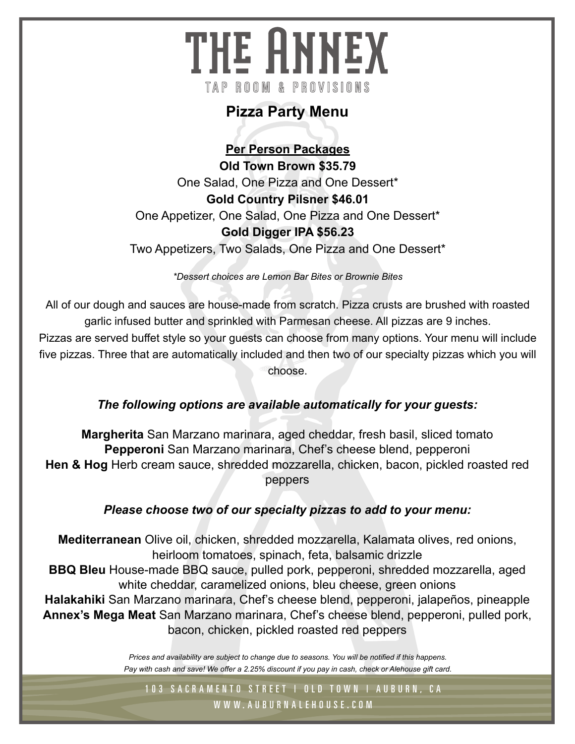# THE ANNEX

TAP ROOM & PROVISIONS

## Pizza Party Menu

**Per Person Packages**

**Old Town Brown $35.79**

One Salad, One Pizza and One Dessert*

**Gold Country Pilsner $46.01**

One Appetizer, One Salad, One Pizza and One Dessert*

**Gold Digger IPA $56.23**

Two Appetizers, Two Salads, One Pizza and One Dessert*

*\*Dessert choices are Lemon Bar Bites or Brownie Bites*

All of our dough and sauces are house-made from scratch. Pizza crusts are brushed with roasted garlic infused butter and sprinkled with Parmesan cheese. All pizzas are 9 inches.
Pizzas are served buffet style so your guests can choose from many options. Your menu will include five pizzas. Three that are automatically included and then two of our specialty pizzas which you will choose.

***The following options are available automatically for your guests:***

**Margherita** San Marzano marinara, aged cheddar, fresh basil, sliced tomato
**Pepperoni** San Marzano marinara, Chef's cheese blend, pepperoni
**Hen & Hog** Herb cream sauce, shredded mozzarella, chicken, bacon, pickled roasted red peppers

***Please choose two of our specialty pizzas to add to your menu:***

**Mediterranean** Olive oil, chicken, shredded mozzarella, Kalamata olives, red onions, heirloom tomatoes, spinach, feta, balsamic drizzle
**BBQ Bleu** House-made BBQ sauce, pulled pork, pepperoni, shredded mozzarella, aged white cheddar, caramelized onions, bleu cheese, green onions
**Halakahiki** San Marzano marinara, Chef's cheese blend, pepperoni, jalapeños, pineapple
**Annex's Mega Meat** San Marzano marinara, Chef's cheese blend, pepperoni, pulled pork, bacon, chicken, pickled roasted red peppers

*Prices and availability are subject to change due to seasons. You will be notified if this happens.*
*Pay with cash and save! We offer a 2.25% discount if you pay in cash, check or Alehouse gift card.*

103 SACRAMENTO STREET | OLD TOWN | AUBURN, CA
WWW.AUBURNALEHOUSE.COM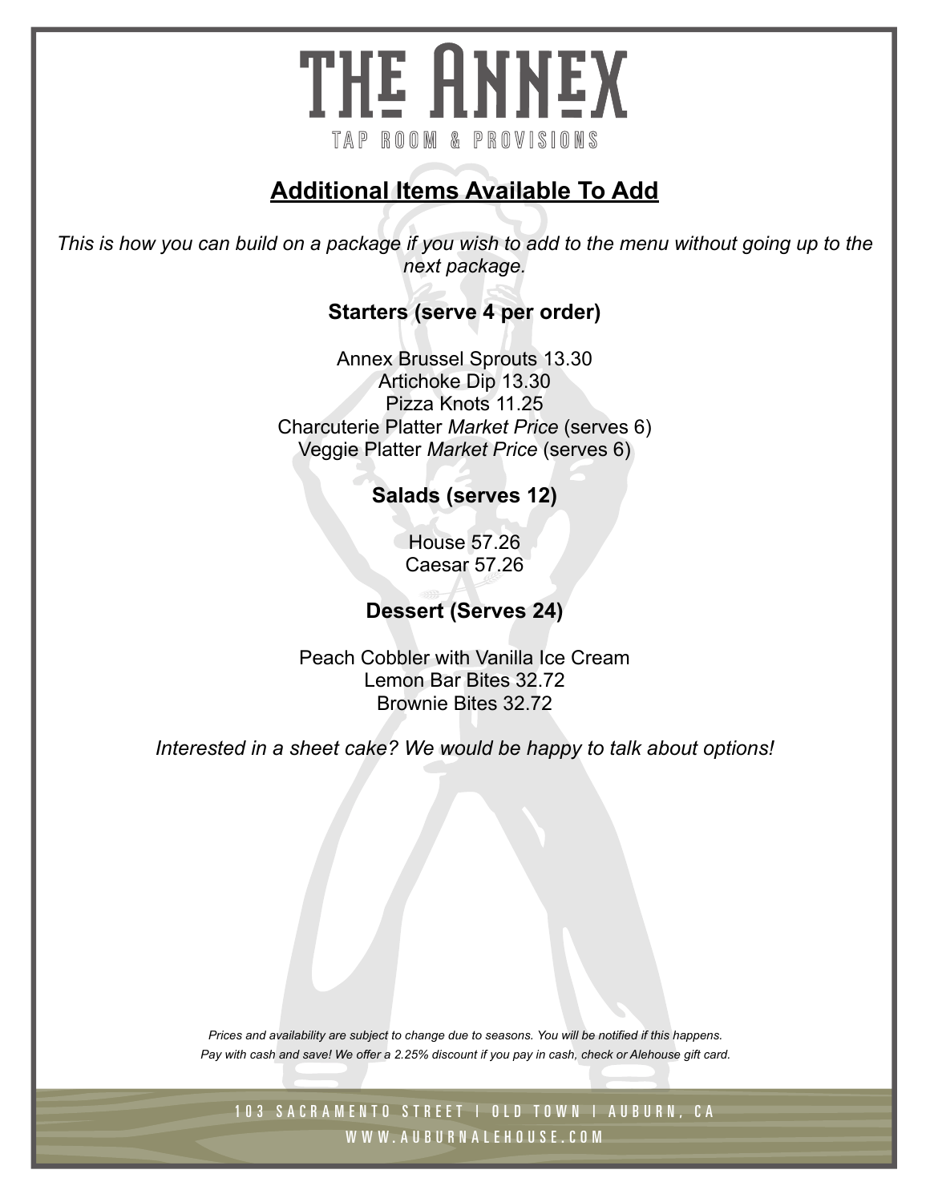# THE ANNEX

TAP ROOM & PROVISIONS

## Additional Items Available To Add

*This is how you can build on a package if you wish to add to the menu without going up to the next package.*

### Starters (serve 4 per order)

Annex Brussel Sprouts 13.30
Artichoke Dip 13.30
Pizza Knots 11.25
Charcuterie Platter *Market Price* (serves 6)
Veggie Platter *Market Price* (serves 6)

### Salads (serves 12)

House 57.26
Caesar 57.26

### Dessert (Serves 24)

Peach Cobbler with Vanilla Ice Cream
Lemon Bar Bites 32.72
Brownie Bites 32.72

*Interested in a sheet cake? We would be happy to talk about options!*

*Prices and availability are subject to change due to seasons. You will be notified if this happens.*
*Pay with cash and save! We offer a 2.25% discount if you pay in cash, check or Alehouse gift card.*

103 SACRAMENTO STREET | OLD TOWN | AUBURN, CA
WWW.AUBURNALEHOUSE.COM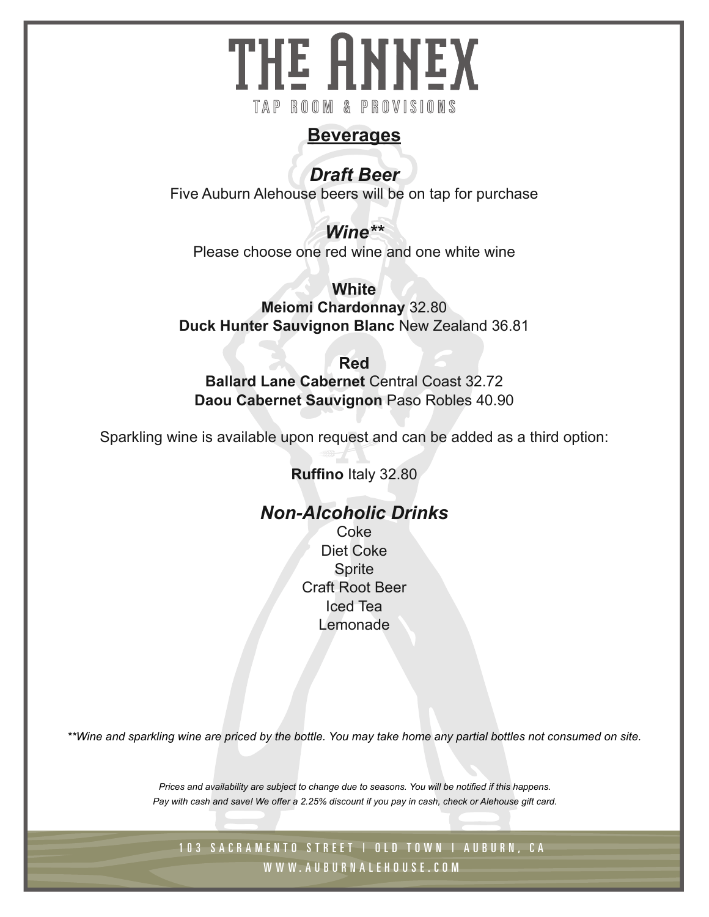# THE ANNEX

TAP ROOM & PROVISIONS

## Beverages

### *Draft Beer*

Five Auburn Alehouse beers will be on tap for purchase

### *Wine***

Please choose one red wine and one white wine

**White**

**Meiomi Chardonnay** 32.80

**Duck Hunter Sauvignon Blanc** New Zealand 36.81

**Red**

**Ballard Lane Cabernet** Central Coast 32.72

**Daou Cabernet Sauvignon** Paso Robles 40.90

Sparkling wine is available upon request and can be added as a third option:

**Ruffino** Italy 32.80

### *Non-Alcoholic Drinks*

Coke

Diet Coke

Sprite

Craft Root Beer

Iced Tea

Lemonade

*\*\*Wine and sparkling wine are priced by the bottle. You may take home any partial bottles not consumed on site.*

*Prices and availability are subject to change due to seasons. You will be notified if this happens.*

*Pay with cash and save! We offer a 2.25% discount if you pay in cash, check or Alehouse gift card.*

103 SACRAMENTO STREET | OLD TOWN | AUBURN, CA

WWW.AUBURNALEHOUSE.COM